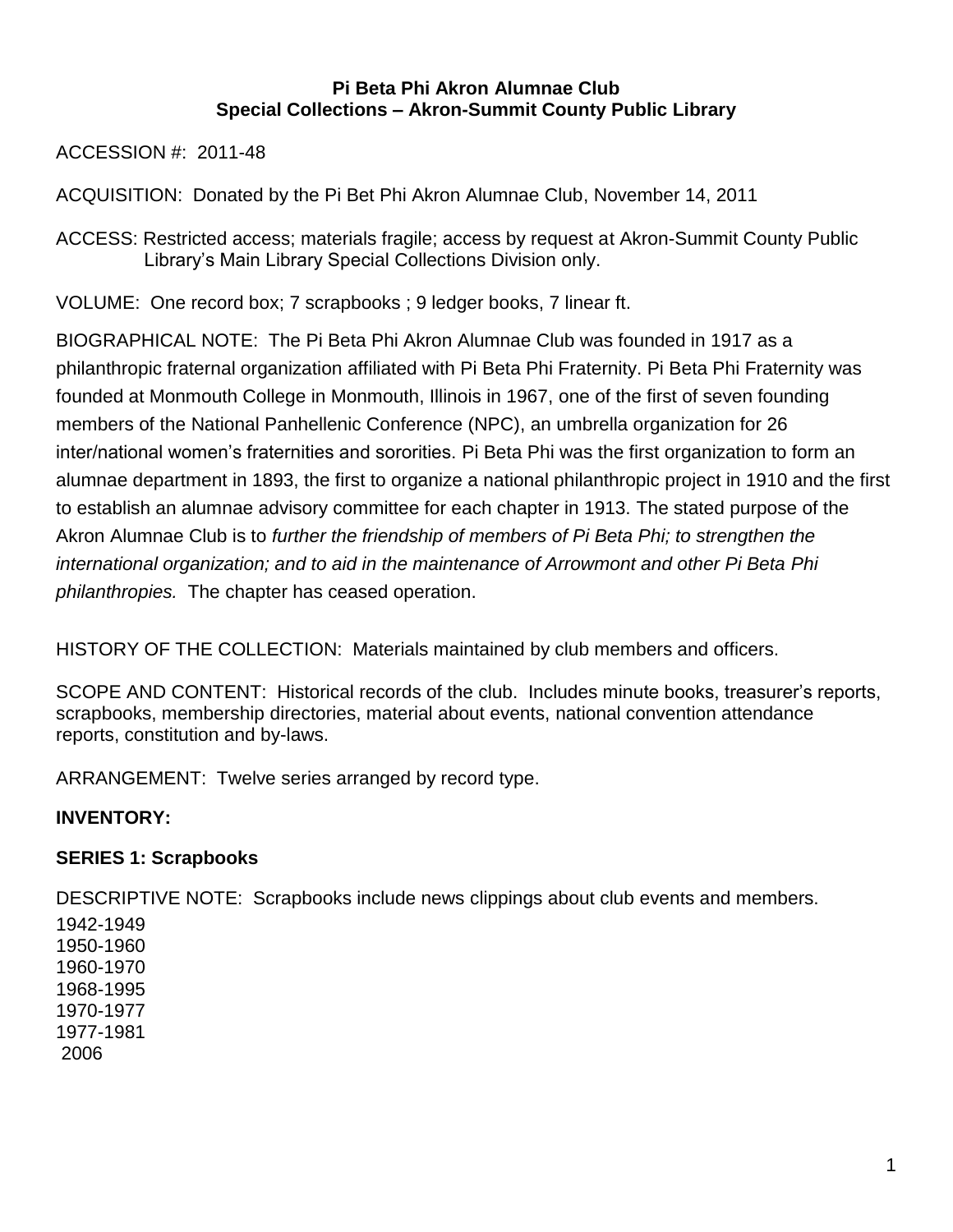**Pi Beta Phi Akron Alumnae Club**
**Special Collections – Akron-Summit County Public Library**

ACCESSION #: 2011-48

ACQUISITION: Donated by the Pi Bet Phi Akron Alumnae Club, November 14, 2011

ACCESS: Restricted access; materials fragile; access by request at Akron-Summit County Public Library's Main Library Special Collections Division only.

VOLUME: One record box; 7 scrapbooks ; 9 ledger books, 7 linear ft.

BIOGRAPHICAL NOTE: The Pi Beta Phi Akron Alumnae Club was founded in 1917 as a philanthropic fraternal organization affiliated with Pi Beta Phi Fraternity. Pi Beta Phi Fraternity was founded at Monmouth College in Monmouth, Illinois in 1967, one of the first of seven founding members of the National Panhellenic Conference (NPC), an umbrella organization for 26 inter/national women's fraternities and sororities. Pi Beta Phi was the first organization to form an alumnae department in 1893, the first to organize a national philanthropic project in 1910 and the first to establish an alumnae advisory committee for each chapter in 1913. The stated purpose of the Akron Alumnae Club is to *further the friendship of members of Pi Beta Phi; to strengthen the international organization; and to aid in the maintenance of Arrowmont and other Pi Beta Phi philanthropies.* The chapter has ceased operation.

HISTORY OF THE COLLECTION: Materials maintained by club members and officers.

SCOPE AND CONTENT: Historical records of the club. Includes minute books, treasurer's reports, scrapbooks, membership directories, material about events, national convention attendance reports, constitution and by-laws.

ARRANGEMENT: Twelve series arranged by record type.

**INVENTORY:**

**SERIES 1: Scrapbooks**

DESCRIPTIVE NOTE: Scrapbooks include news clippings about club events and members.

1942-1949
1950-1960
1960-1970
1968-1995
1970-1977
1977-1981
2006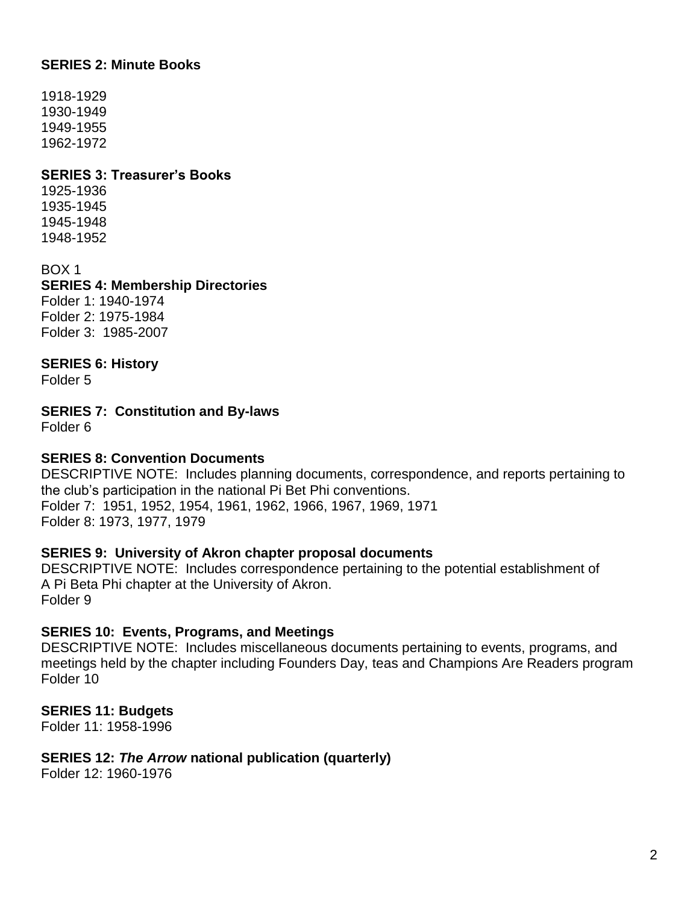**SERIES 2: Minute Books**

1918-1929
1930-1949
1949-1955
1962-1972

**SERIES 3: Treasurer's Books**

1925-1936
1935-1945
1945-1948
1948-1952

BOX 1

**SERIES 4: Membership Directories**

Folder 1: 1940-1974
Folder 2: 1975-1984
Folder 3: 1985-2007

**SERIES 6: History**

Folder 5

**SERIES 7: Constitution and By-laws**

Folder 6

**SERIES 8: Convention Documents**

DESCRIPTIVE NOTE: Includes planning documents, correspondence, and reports pertaining to the club's participation in the national Pi Bet Phi conventions.
Folder 7: 1951, 1952, 1954, 1961, 1962, 1966, 1967, 1969, 1971
Folder 8: 1973, 1977, 1979

**SERIES 9: University of Akron chapter proposal documents**

DESCRIPTIVE NOTE: Includes correspondence pertaining to the potential establishment of A Pi Beta Phi chapter at the University of Akron.
Folder 9

**SERIES 10: Events, Programs, and Meetings**

DESCRIPTIVE NOTE: Includes miscellaneous documents pertaining to events, programs, and meetings held by the chapter including Founders Day, teas and Champions Are Readers program
Folder 10

**SERIES 11: Budgets**

Folder 11: 1958-1996

**SERIES 12: *The Arrow* national publication (quarterly)**

Folder 12: 1960-1976